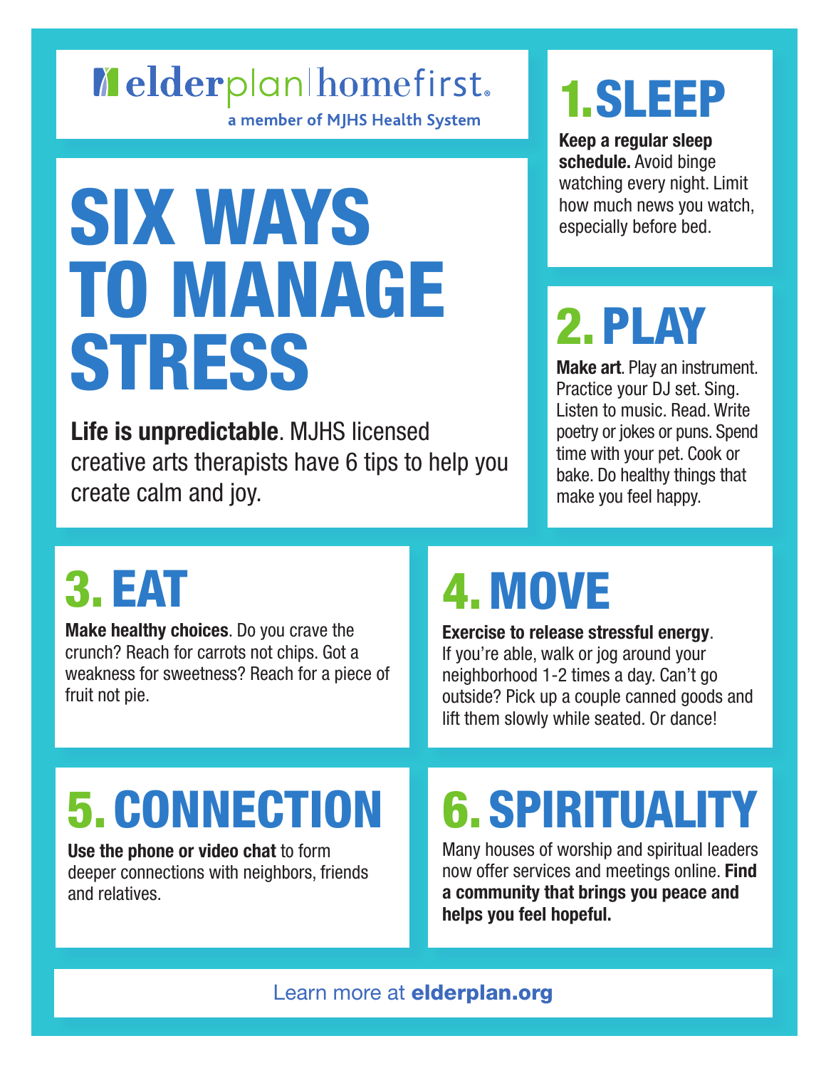elderplan | homefirst

a member of MJHS Health System

# SIX WAYS TO MANAGE STRESS

**Life is unpredictable**. MJHS licensed creative arts therapists have 6 tips to help you create calm and joy.

## 1. SLEEP

**Keep a regular sleep schedule.** Avoid binge watching every night. Limit how much news you watch, especially before bed.

## 2. PLAY

**Make art**. Play an instrument. Practice your DJ set. Sing. Listen to music. Read. Write poetry or jokes or puns. Spend time with your pet. Cook or bake. Do healthy things that make you feel happy.

## 3. EAT

**Make healthy choices**. Do you crave the crunch? Reach for carrots not chips. Got a weakness for sweetness? Reach for a piece of fruit not pie.

## 4. MOVE

**Exercise to release stressful energy**. If you're able, walk or jog around your neighborhood 1-2 times a day. Can't go outside? Pick up a couple canned goods and lift them slowly while seated. Or dance!

## 5. CONNECTION

**Use the phone or video chat** to form deeper connections with neighbors, friends and relatives.

## 6. SPIRITUALITY

Many houses of worship and spiritual leaders now offer services and meetings online. **Find a community that brings you peace and helps you feel hopeful.**

Learn more at **elderplan.org**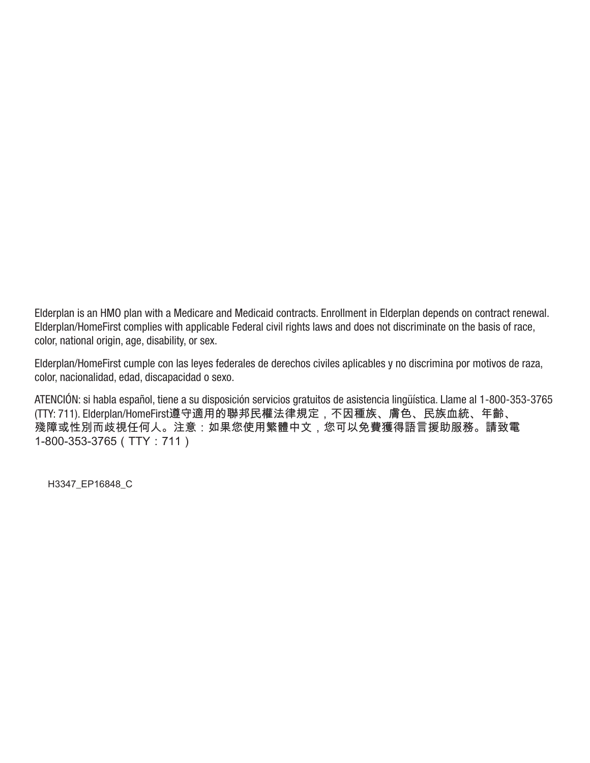Elderplan is an HMO plan with a Medicare and Medicaid contracts. Enrollment in Elderplan depends on contract renewal. Elderplan/HomeFirst complies with applicable Federal civil rights laws and does not discriminate on the basis of race, color, national origin, age, disability, or sex.

Elderplan/HomeFirst cumple con las leyes federales de derechos civiles aplicables y no discrimina por motivos de raza, color, nacionalidad, edad, discapacidad o sexo.

ATENCIÓN: si habla español, tiene a su disposición servicios gratuitos de asistencia lingüística. Llame al 1-800-353-3765 (TTY: 711). Elderplan/HomeFirst遵守適用的聯邦民權法律規定，不因種族、膚色、民族血統、年齡、殘障或性別而歧視任何人。注意：如果您使用繁體中文，您可以免費獲得語言援助服務。請致電1-800-353-3765（TTY：711）

H3347_EP16848_C